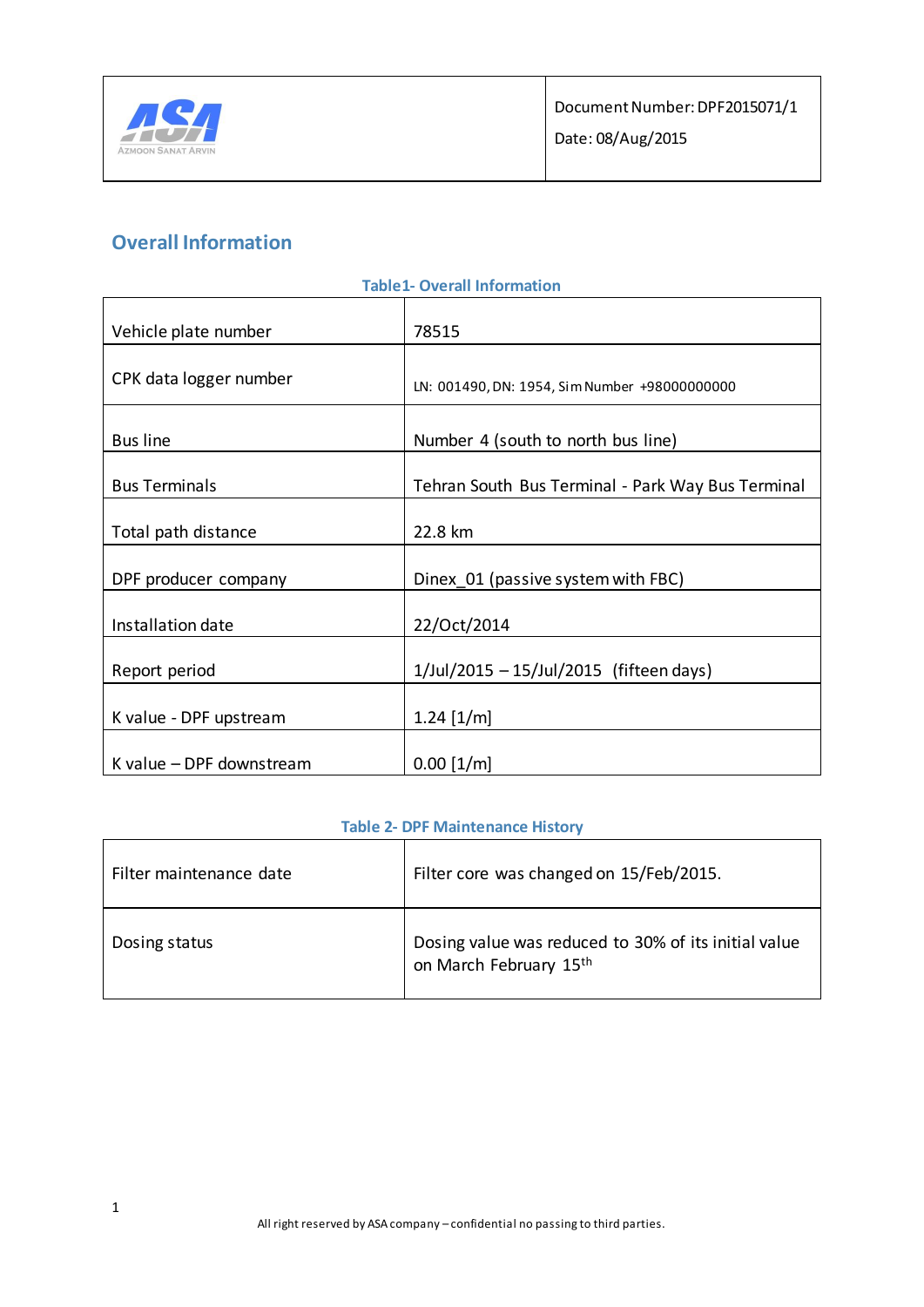| | Document Number: DPF2015071/1 |
|---|---|
| ASA AZMOON SANAT ARVIN | Date: 08/Aug/2015 |

## Overall Information

**Table1- Overall Information**

| | |
|---|---|
| Vehicle plate number | 78515 |
| CPK data logger number | LN: 001490, DN: 1954, Sim Number +98000000000 |
| Bus line | Number 4 (south to north bus line) |
| Bus Terminals | Tehran South Bus Terminal - Park Way Bus Terminal |
| Total path distance | 22.8 km |
| DPF producer company | Dinex_01 (passive system with FBC) |
| Installation date | 22/Oct/2014 |
| Report period | 1/Jul/2015 – 15/Jul/2015 (fifteen days) |
| K value - DPF upstream | 1.24 [1/m] |
| K value – DPF downstream | 0.00 [1/m] |

**Table 2- DPF Maintenance History**

| | |
|---|---|
| Filter maintenance date | Filter core was changed on 15/Feb/2015. |
| Dosing status | Dosing value was reduced to 30% of its initial value on March February 15th |

All right reserved by ASA company – confidential no passing to third parties.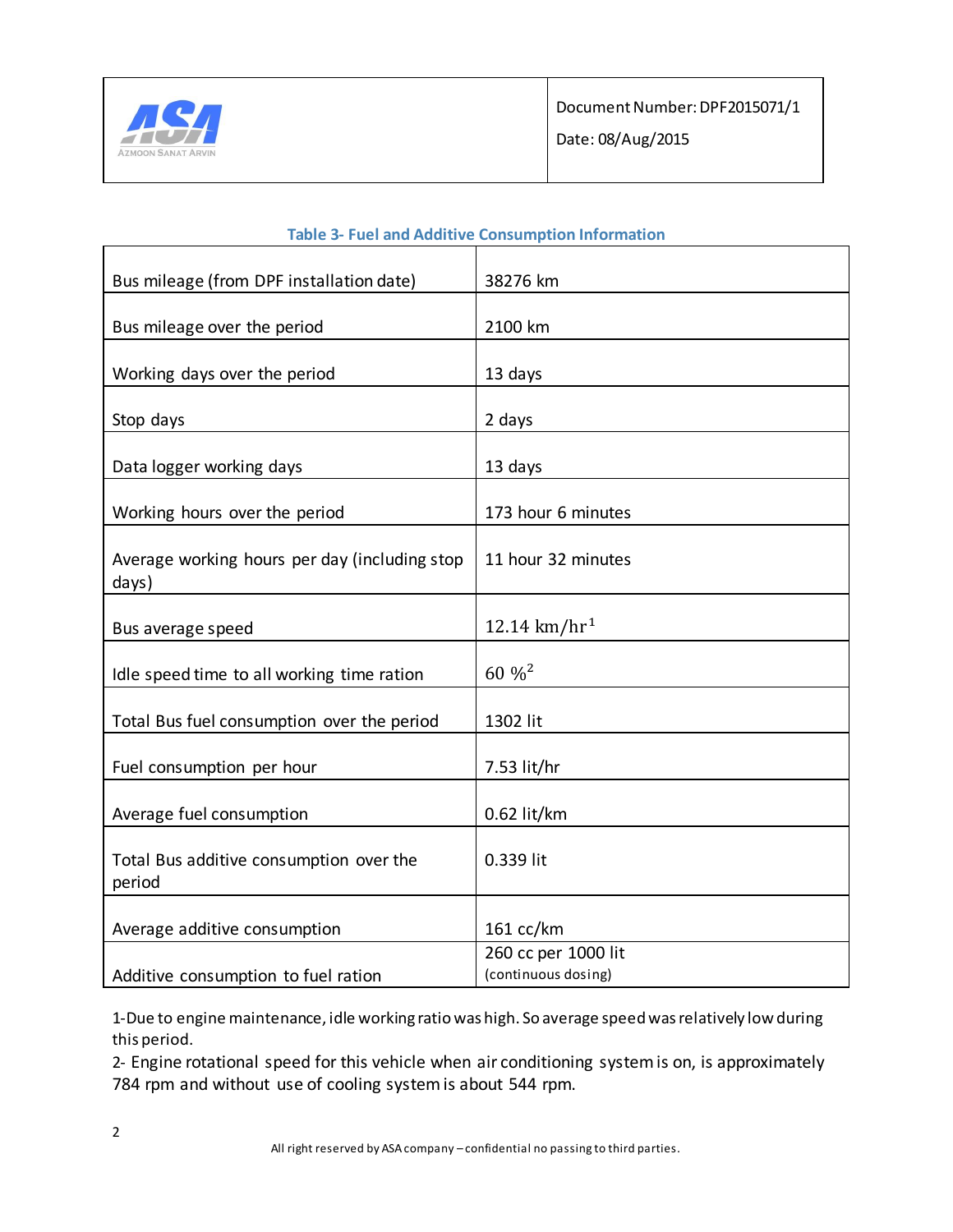**Table 3- Fuel and Additive Consumption Information**

| | |
|---|---|
| Bus mileage (from DPF installation date) | 38276 km |
| Bus mileage over the period | 2100 km |
| Working days over the period | 13 days |
| Stop days | 2 days |
| Data logger working days | 13 days |
| Working hours over the period | 173 hour 6 minutes |
| Average working hours per day (including stop days) | 11 hour 32 minutes |
| Bus average speed | 12.14 km/hr [1] |
| Idle speed time to all working time ration | 60 % [2] |
| Total Bus fuel consumption over the period | 1302 lit |
| Fuel consumption per hour | 7.53 lit/hr |
| Average fuel consumption | 0.62 lit/km |
| Total Bus additive consumption over the period | 0.339 lit |
| Average additive consumption | 161 cc/km |
| Additive consumption to fuel ration | 260 cc per 1000 lit (continuous dosing) |

1-Due to engine maintenance, idle working ratio was high. So average speed was relatively low during this period.

2- Engine rotational speed for this vehicle when air conditioning system is on, is approximately 784 rpm and without use of cooling system is about 544 rpm.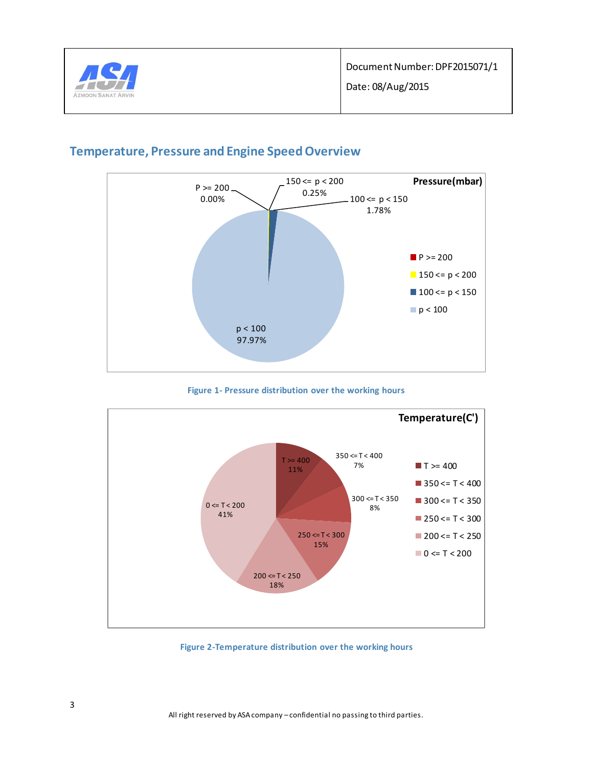## Temperature, Pressure and Engine Speed Overview

**Pressure(mbar)**

| Range | Share |
|---|---|
| P >= 200 | 0.00% |
| 150 <= p < 200 | 0.25% |
| 100 <= p < 150 | 1.78% |
| p < 100 | 97.97% |

Figure 1- Pressure distribution over the working hours

**Temperature(C')**

| Range | Share |
|---|---|
| T >= 400 | 11% |
| 350 <= T < 400 | 7% |
| 300 <= T < 350 | 8% |
| 250 <= T < 300 | 15% |
| 200 <= T < 250 | 18% |
| 0 <= T < 200 | 41% |

Figure 2-Temperature distribution over the working hours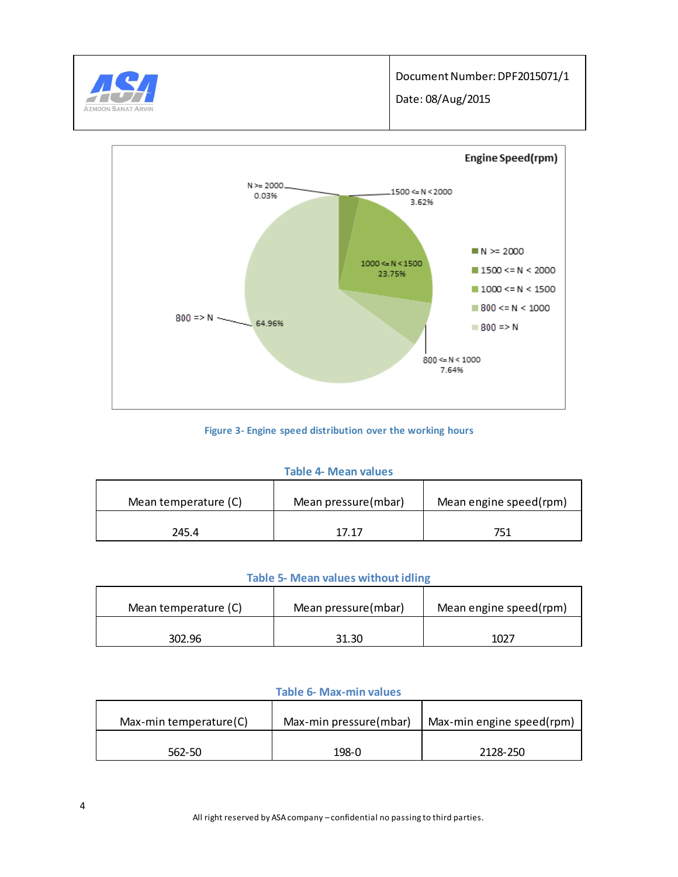Figure 3- Engine speed distribution over the working hours

**Table 4- Mean values**

| Mean temperature (C) | Mean pressure(mbar) | Mean engine speed(rpm) |
|---|---|---|
| 245.4 | 17.17 | 751 |

**Table 5- Mean values without idling**

| Mean temperature (C) | Mean pressure(mbar) | Mean engine speed(rpm) |
|---|---|---|
| 302.96 | 31.30 | 1027 |

**Table 6- Max-min values**

| Max-min temperature(C) | Max-min pressure(mbar) | Max-min engine speed(rpm) |
|---|---|---|
| 562-50 | 198-0 | 2128-250 |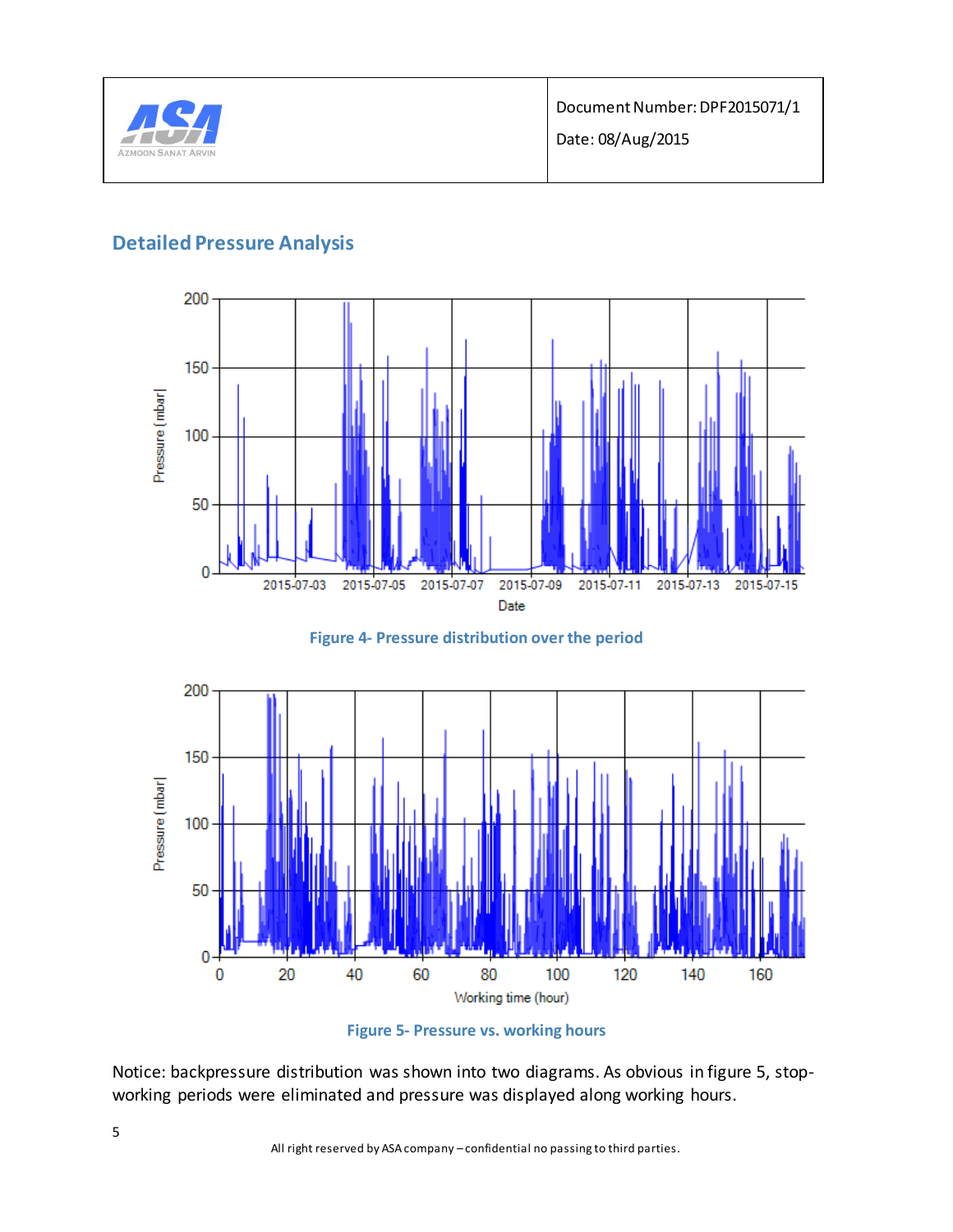## Detailed Pressure Analysis

Figure 4- Pressure distribution over the period

Figure 5- Pressure vs. working hours

Notice: backpressure distribution was shown into two diagrams. As obvious in figure 5, stop-working periods were eliminated and pressure was displayed along working hours.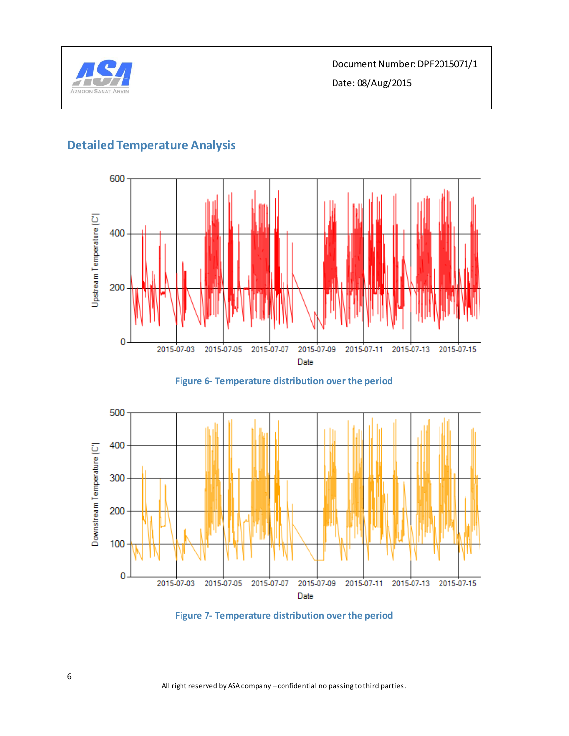## Detailed Temperature Analysis

Figure 6- Temperature distribution over the period

Figure 7- Temperature distribution over the period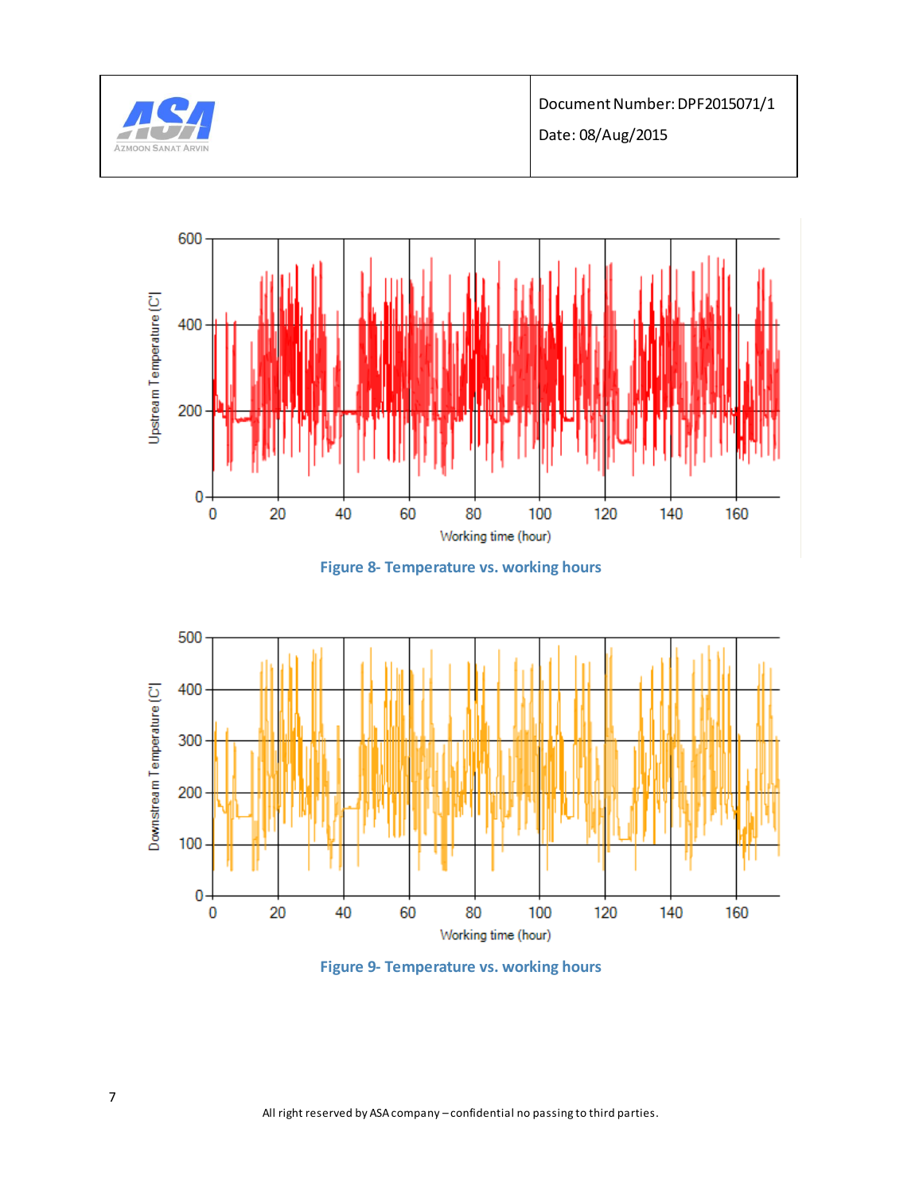Figure 8- Temperature vs. working hours

Figure 9- Temperature vs. working hours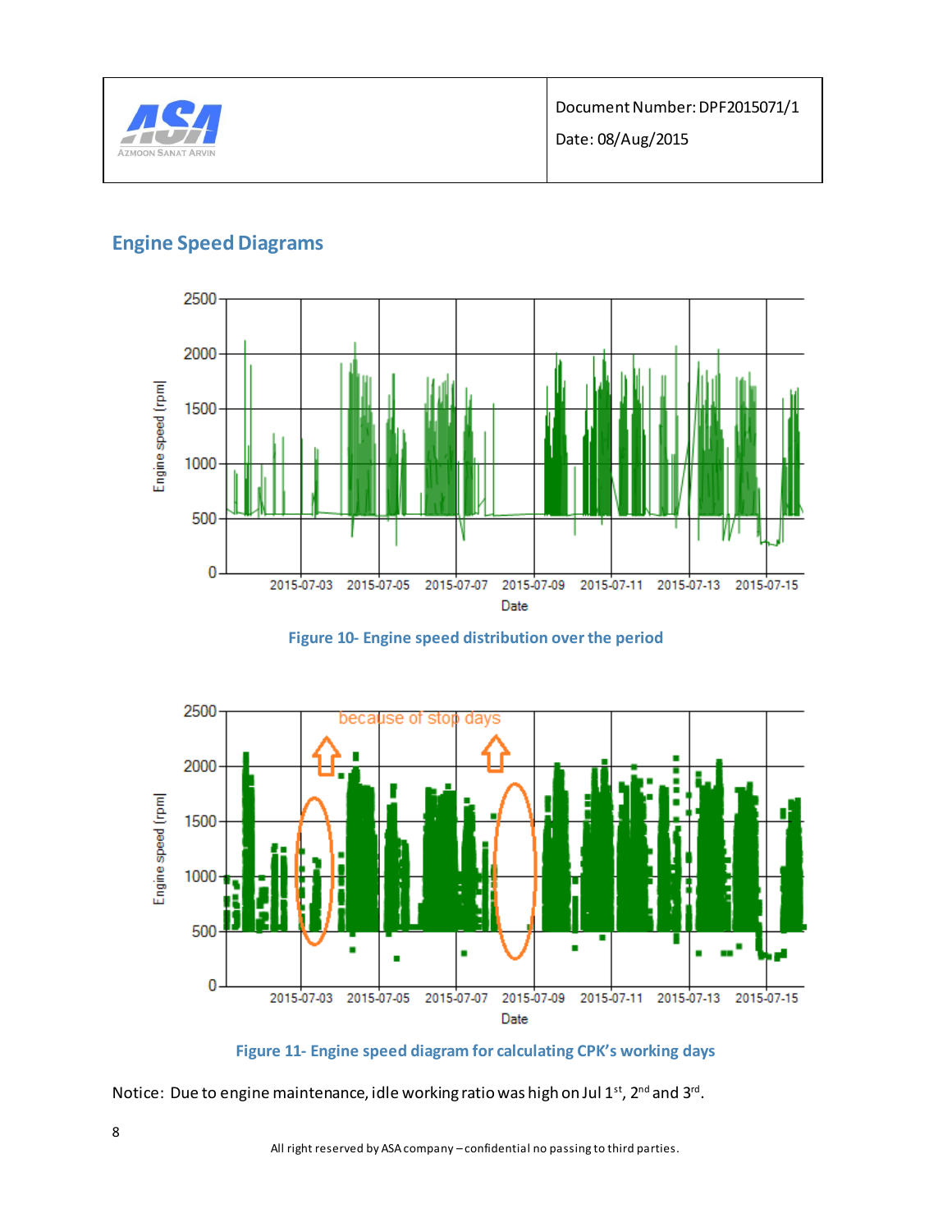## Engine Speed Diagrams

Figure 10- Engine speed distribution over the period

Figure 11- Engine speed diagram for calculating CPK's working days

Notice: Due to engine maintenance, idle working ratio was high on Jul 1st, 2nd and 3rd.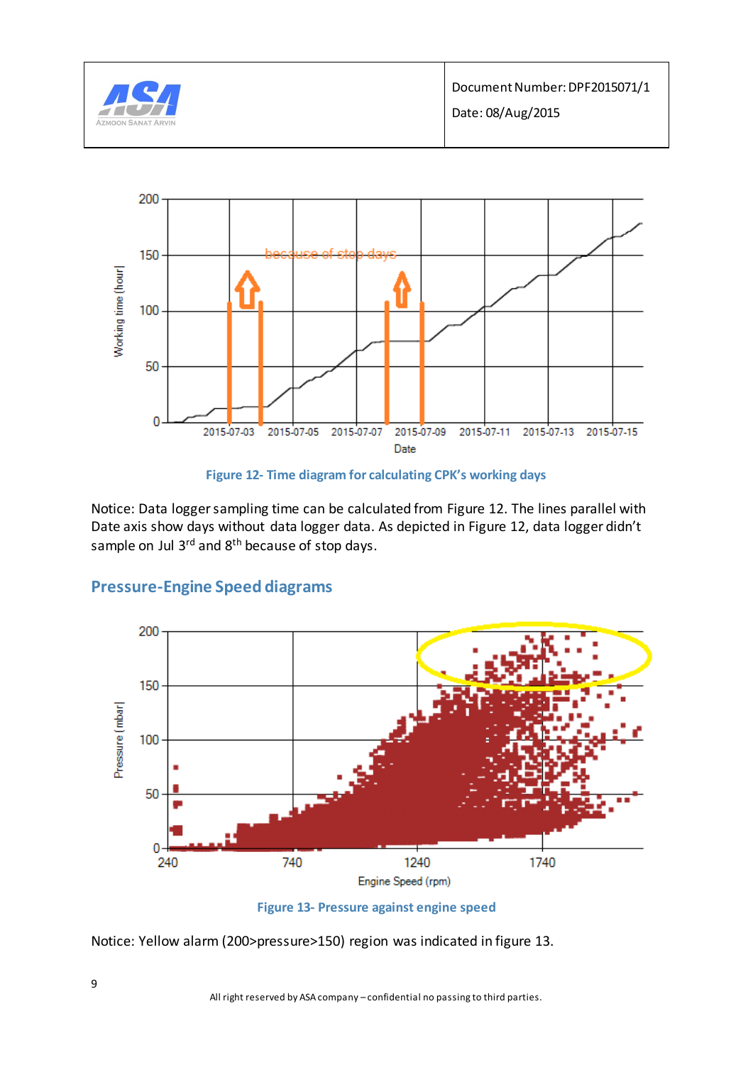Figure 12- Time diagram for calculating CPK's working days

Notice: Data logger sampling time can be calculated from Figure 12. The lines parallel with Date axis show days without data logger data. As depicted in Figure 12, data logger didn't sample on Jul 3[rd] and 8[th] because of stop days.

## Pressure-Engine Speed diagrams

Figure 13- Pressure against engine speed

Notice: Yellow alarm (200>pressure>150) region was indicated in figure 13.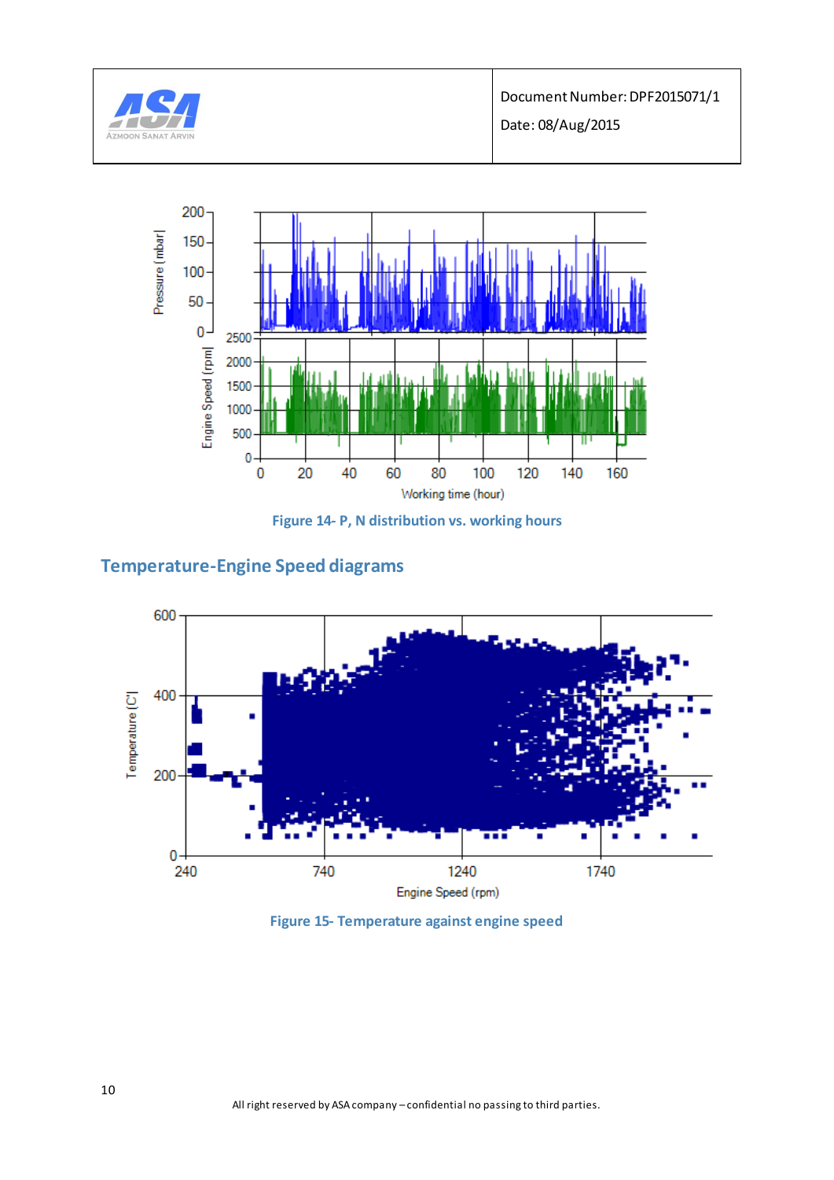Figure 14- P, N distribution vs. working hours

## Temperature-Engine Speed diagrams

Figure 15- Temperature against engine speed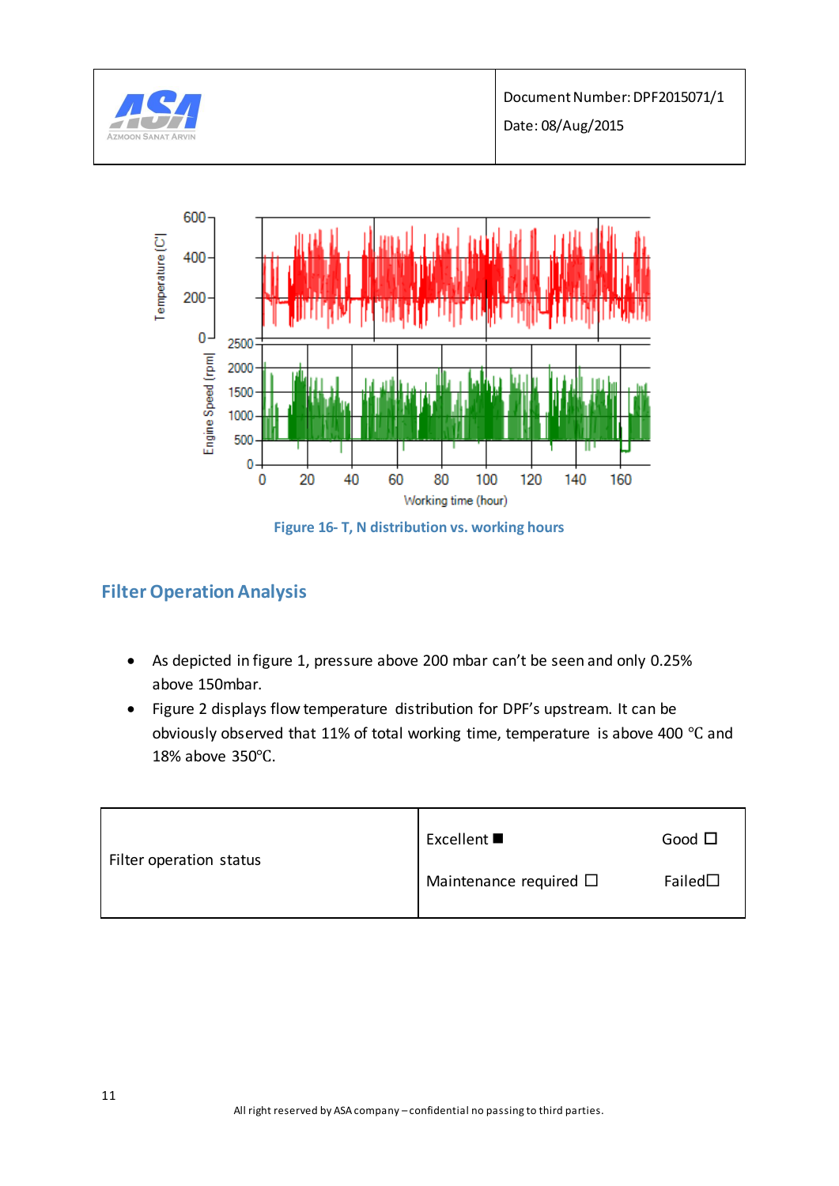Temperature [C']
600
400
200
0
Engine Speed [rpm]
2500
2000
1500
1000
500
0
0 20 40 60 80 100 120 140 160
Working time (hour)

Figure 16- T, N distribution vs. working hours

## Filter Operation Analysis

- As depicted in figure 1, pressure above 200 mbar can't be seen and only 0.25% above 150mbar.
- Figure 2 displays flow temperature distribution for DPF's upstream. It can be obviously observed that 11% of total working time, temperature is above 400 °C and 18% above 350°C.

| | | |
|---|---|---|
| Filter operation status | Excellent ■ | Good ☐ |
| | Maintenance required ☐ | Failed☐ |

All right reserved by ASA company – confidential no passing to third parties.